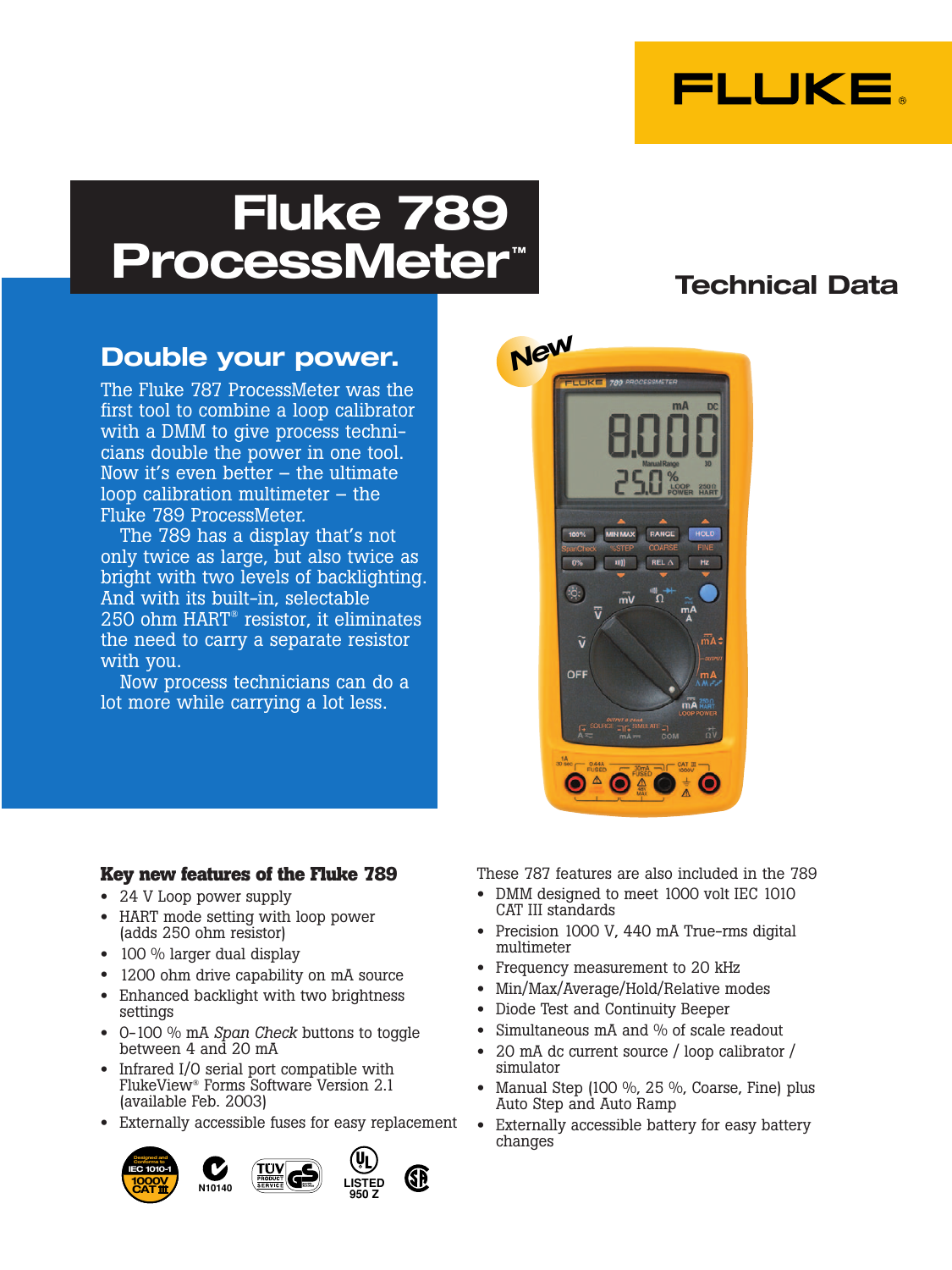FLUKE®

# Fluke 789 ProcessMeter™

## Technical Data

## Double your power.

The Fluke 787 ProcessMeter was the first tool to combine a loop calibrator with a DMM to give process technicians double the power in one tool. Now it's even better – the ultimate loop calibration multimeter – the Fluke 789 ProcessMeter.

The 789 has a display that's not only twice as large, but also twice as bright with two levels of backlighting. And with its built-in, selectable 250 ohm HART® resistor, it eliminates the need to carry a separate resistor with you.

Now process technicians can do a lot more while carrying a lot less.

New

### Key new features of the Fluke 789

- 24 V Loop power supply
- HART mode setting with loop power (adds 250 ohm resistor)
- 100 % larger dual display
- 1200 ohm drive capability on mA source
- Enhanced backlight with two brightness settings
- 0-100 % mA *Span Check* buttons to toggle between 4 and 20 mA
- Infrared I/O serial port compatible with FlukeView® Forms Software Version 2.1 (available Feb. 2003)
- Externally accessible fuses for easy replacement

These 787 features are also included in the 789

- DMM designed to meet 1000 volt IEC 1010 CAT III standards
- Precision 1000 V, 440 mA True-rms digital multimeter
- Frequency measurement to 20 kHz
- Min/Max/Average/Hold/Relative modes
- Diode Test and Continuity Beeper
- Simultaneous mA and % of scale readout
- 20 mA dc current source / loop calibrator / simulator
- Manual Step (100 %, 25 %, Coarse, Fine) plus Auto Step and Auto Ramp
- Externally accessible battery for easy battery changes

Designed and Conforms to IEC 1010-1 1000V CAT III · N10140 · TÜV Product Service GS · UL LISTED 950 Z · CSA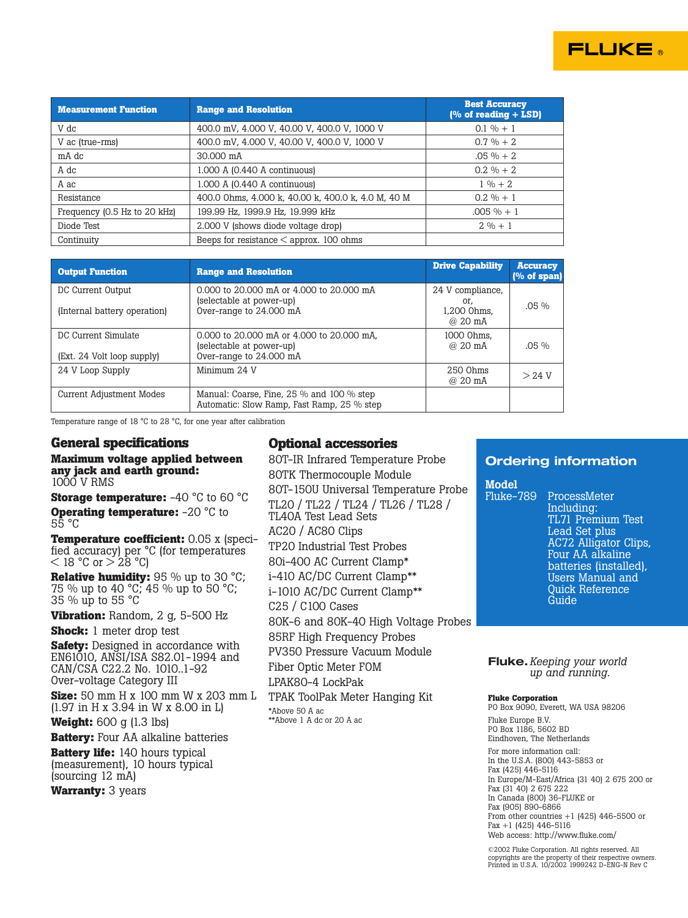| Measurement Function | Range and Resolution | Best Accuracy (% of reading + LSD) |
| --- | --- | --- |
| V dc | 400.0 mV, 4.000 V, 40.00 V, 400.0 V, 1000 V | 0.1 % + 1 |
| V ac (true-rms) | 400.0 mV, 4.000 V, 40.00 V, 400.0 V, 1000 V | 0.7 % + 2 |
| mA dc | 30.000 mA | .05 % + 2 |
| A dc | 1.000 A (0.440 A continuous) | 0.2 % + 2 |
| A ac | 1.000 A (0.440 A continuous) | 1 % + 2 |
| Resistance | 400.0 Ohms, 4.000 k, 40.00 k, 400.0 k, 4.0 M, 40 M | 0.2 % + 1 |
| Frequency (0.5 Hz to 20 kHz) | 199.99 Hz, 1999.9 Hz, 19.999 kHz | .005 % + 1 |
| Diode Test | 2.000 V (shows diode voltage drop) | 2 % + 1 |
| Continuity | Beeps for resistance < approx. 100 ohms | |

| Output Function | Range and Resolution | Drive Capability | Accuracy (% of span) |
| --- | --- | --- | --- |
| DC Current Output<br>(Internal battery operation) | 0.000 to 20.000 mA or 4.000 to 20.000 mA (selectable at power-up)<br>Over-range to 24.000 mA | 24 V compliance, or, 1,200 Ohms, @ 20 mA | .05 % |
| DC Current Simulate<br>(Ext. 24 Volt loop supply) | 0.000 to 20.000 mA or 4.000 to 20.000 mA, (selectable at power-up)<br>Over-range to 24.000 mA | 1000 Ohms, @ 20 mA | .05 % |
| 24 V Loop Supply | Minimum 24 V | 250 Ohms @ 20 mA | > 24 V |
| Current Adjustment Modes | Manual: Coarse, Fine, 25 % and 100 % step<br>Automatic: Slow Ramp, Fast Ramp, 25 % step | | |

Temperature range of 18 °C to 28 °C, for one year after calibration

## General specifications

**Maximum voltage applied between any jack and earth ground:** 1000 V RMS

**Storage temperature:** -40 °C to 60 °C

**Operating temperature:** -20 °C to 55 °C

**Temperature coefficient:** 0.05 x (specified accuracy) per °C (for temperatures < 18 °C or > 28 °C)

**Relative humidity:** 95 % up to 30 °C; 75 % up to 40 °C; 45 % up to 50 °C; 35 % up to 55 °C

**Vibration:** Random, 2 g, 5-500 Hz

**Shock:** 1 meter drop test

**Safety:** Designed in accordance with EN61010, ANSI/ISA S82.01-1994 and CAN/CSA C22.2 No. 1010..1-92 Over-voltage Category III

**Size:** 50 mm H x 100 mm W x 203 mm L (1.97 in H x 3.94 in W x 8.00 in L)

**Weight:** 600 g (1.3 lbs)

**Battery:** Four AA alkaline batteries

**Battery life:** 140 hours typical (measurement), 10 hours typical (sourcing 12 mA)

**Warranty:** 3 years

## Optional accessories

80T-IR Infrared Temperature Probe
80TK Thermocouple Module
80T-150U Universal Temperature Probe
TL20 / TL22 / TL24 / TL26 / TL28 / TL40A Test Lead Sets
AC20 / AC80 Clips
TP20 Industrial Test Probes
80i-400 AC Current Clamp*
i-410 AC/DC Current Clamp**
i-1010 AC/DC Current Clamp**
C25 / C100 Cases
80K-6 and 80K-40 High Voltage Probes
85RF High Frequency Probes
PV350 Pressure Vacuum Module
Fiber Optic Meter FOM
LPAK80-4 LockPak
TPAK ToolPak Meter Hanging Kit

*Above 50 A ac
**Above 1 A dc or 20 A ac

## Ordering information

**Model**

Fluke-789 ProcessMeter Including: TL71 Premium Test Lead Set plus AC72 Alligator Clips, Four AA alkaline batteries (installed), Users Manual and Quick Reference Guide

**Fluke.** *Keeping your world up and running.*

**Fluke Corporation**
PO Box 9090, Everett, WA USA 98206

Fluke Europe B.V.
PO Box 1186, 5602 BD
Eindhoven, The Netherlands

For more information call:
In the U.S.A. (800) 443-5853 or
Fax (425) 446-5116
In Europe/M-East/Africa (31 40) 2 675 200 or
Fax (31 40) 2 675 222
In Canada (800) 36-FLUKE or
Fax (905) 890-6866
From other countries +1 (425) 446-5500 or
Fax +1 (425) 446-5116
Web access: http://www.fluke.com/

©2002 Fluke Corporation. All rights reserved. All copyrights are the property of their respective owners.
Printed in U.S.A. 10/2002 1999242 D-ENG-N Rev C